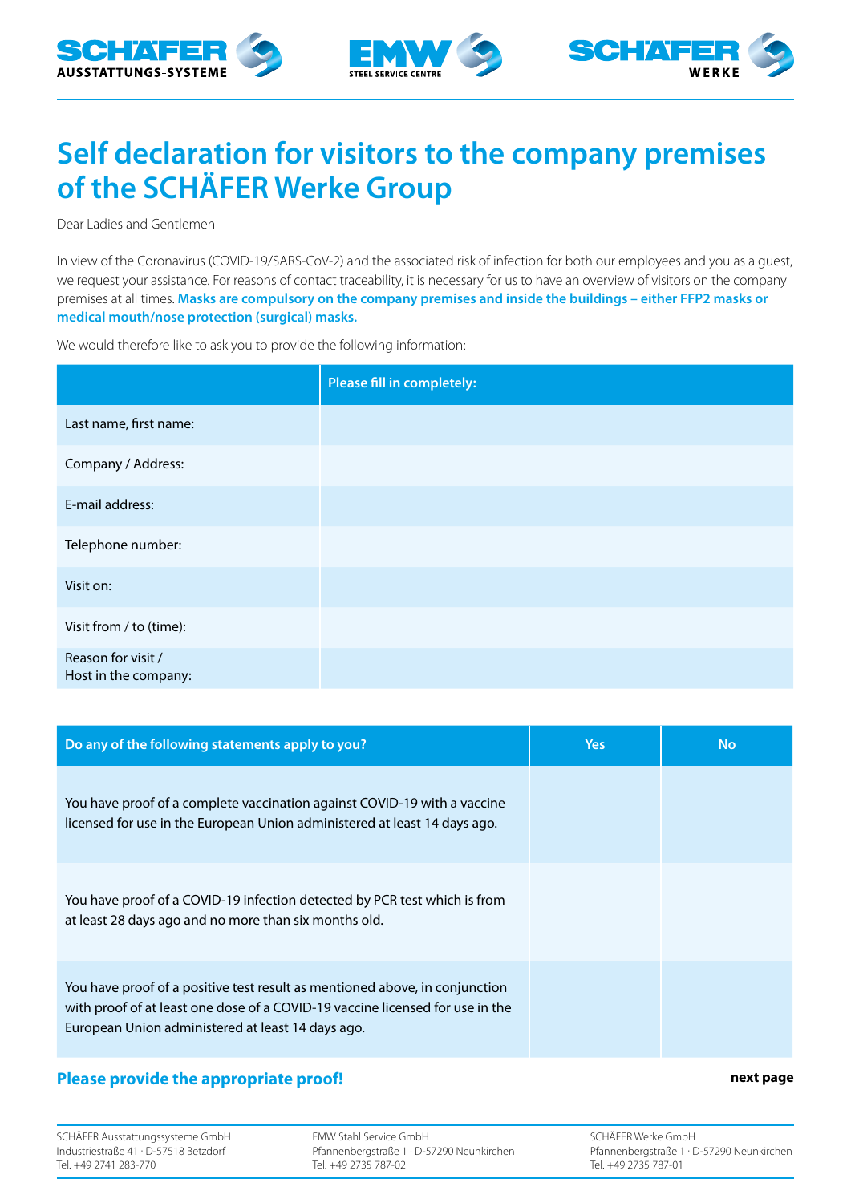# Self declaration for visitors to the company premises of the SCHÄFER Werke Group

Dear Ladies and Gentlemen

In view of the Coronavirus (COVID-19/SARS-CoV-2) and the associated risk of infection for both our employees and you as a guest, we request your assistance. For reasons of contact traceability, it is necessary for us to have an overview of visitors on the company premises at all times. **Masks are compulsory on the company premises and inside the buildings – either FFP2 masks or medical mouth/nose protection (surgical) masks.**

We would therefore like to ask you to provide the following information:

| | Please fill in completely: |
|---|---|
| Last name, first name: | |
| Company / Address: | |
| E-mail address: | |
| Telephone number: | |
| Visit on: | |
| Visit from / to (time): | |
| Reason for visit / Host in the company: | |

| Do any of the following statements apply to you? | Yes | No |
|---|---|---|
| You have proof of a complete vaccination against COVID-19 with a vaccine licensed for use in the European Union administered at least 14 days ago. | | |
| You have proof of a COVID-19 infection detected by PCR test which is from at least 28 days ago and no more than six months old. | | |
| You have proof of a positive test result as mentioned above, in conjunction with proof of at least one dose of a COVID-19 vaccine licensed for use in the European Union administered at least 14 days ago. | | |

**Please provide the appropriate proof!**

**next page**

SCHÄFER Ausstattungssysteme GmbH
Industriestraße 41 · D-57518 Betzdorf
Tel. +49 2741 283-770

EMW Stahl Service GmbH
Pfannenbergstraße 1 · D-57290 Neunkirchen
Tel. +49 2735 787-02

SCHÄFER Werke GmbH
Pfannenbergstraße 1 · D-57290 Neunkirchen
Tel. +49 2735 787-01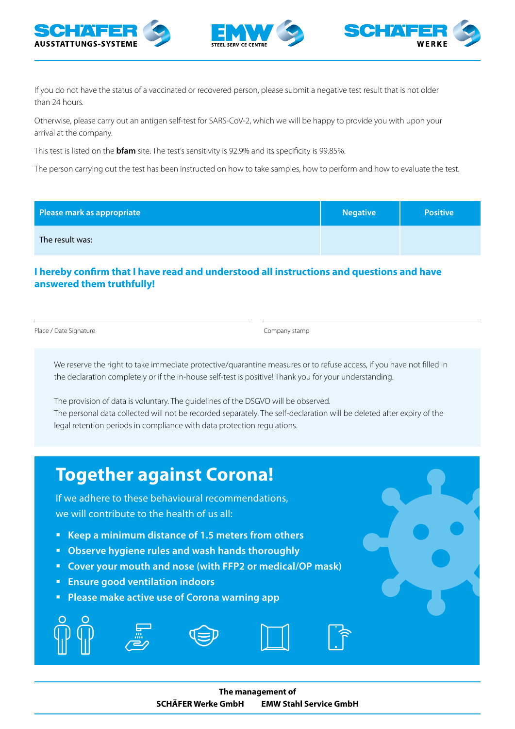If you do not have the status of a vaccinated or recovered person, please submit a negative test result that is not older than 24 hours.

Otherwise, please carry out an antigen self-test for SARS-CoV-2, which we will be happy to provide you with upon your arrival at the company.

This test is listed on the **bfam** site. The test's sensitivity is 92.9% and its specificity is 99.85%.

The person carrying out the test has been instructed on how to take samples, how to perform and how to evaluate the test.

| Please mark as appropriate | Negative | Positive |
|---|---|---|
| The result was: | | |

**I hereby confirm that I have read and understood all instructions and questions and have answered them truthfully!**

Place / Date Signature

Company stamp

We reserve the right to take immediate protective/quarantine measures or to refuse access, if you have not filled in the declaration completely or if the in-house self-test is positive! Thank you for your understanding.

The provision of data is voluntary. The guidelines of the DSGVO will be observed.
The personal data collected will not be recorded separately. The self-declaration will be deleted after expiry of the legal retention periods in compliance with data protection regulations.

# Together against Corona!

If we adhere to these behavioural recommendations, we will contribute to the health of us all:

- **Keep a minimum distance of 1.5 meters from others**
- **Observe hygiene rules and wash hands thoroughly**
- **Cover your mouth and nose (with FFP2 or medical/OP mask)**
- **Ensure good ventilation indoors**
- **Please make active use of Corona warning app**

**The management of**
**SCHÄFER Werke GmbH EMW Stahl Service GmbH**